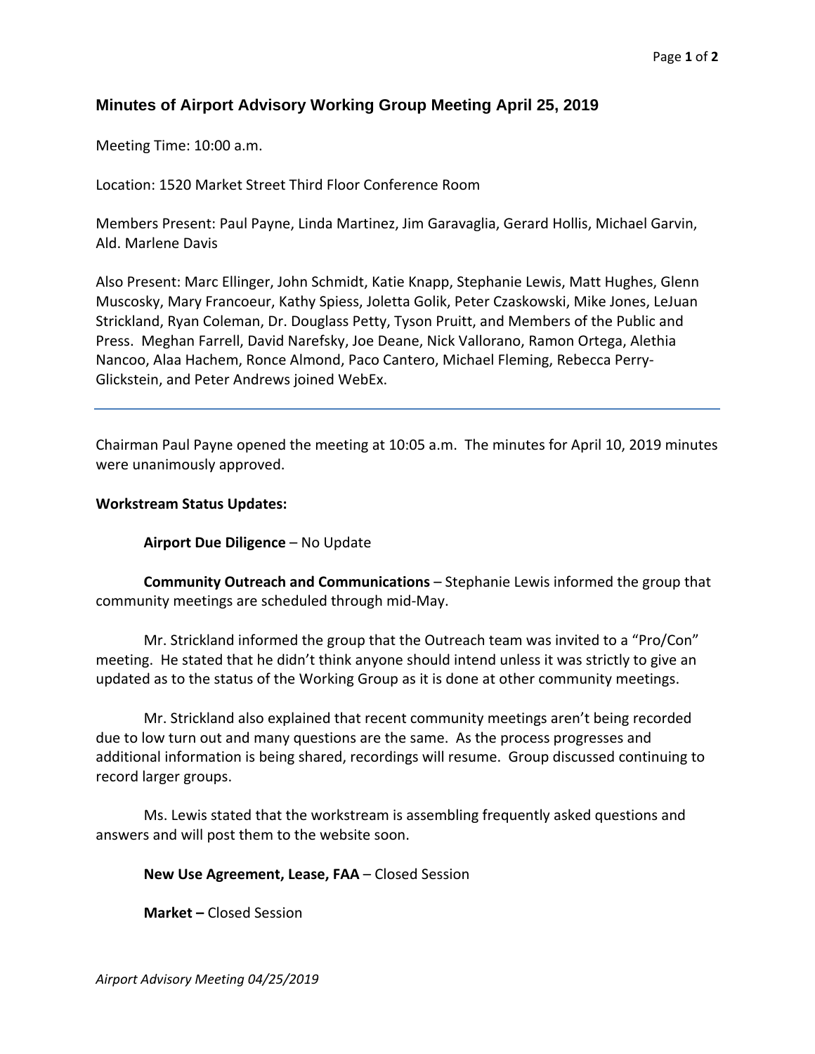## Minutes of Airport Advisory Working Group Meeting April 25, 2019

Meeting Time: 10:00 a.m.

Location: 1520 Market Street Third Floor Conference Room

Members Present: Paul Payne, Linda Martinez, Jim Garavaglia, Gerard Hollis, Michael Garvin, Ald. Marlene Davis

Also Present: Marc Ellinger, John Schmidt, Katie Knapp, Stephanie Lewis, Matt Hughes, Glenn Muscosky, Mary Francoeur, Kathy Spiess, Joletta Golik, Peter Czaskowski, Mike Jones, LeJuan Strickland, Ryan Coleman, Dr. Douglass Petty, Tyson Pruitt, and Members of the Public and Press. Meghan Farrell, David Narefsky, Joe Deane, Nick Vallorano, Ramon Ortega, Alethia Nancoo, Alaa Hachem, Ronce Almond, Paco Cantero, Michael Fleming, Rebecca Perry-Glickstein, and Peter Andrews joined WebEx.

---

Chairman Paul Payne opened the meeting at 10:05 a.m. The minutes for April 10, 2019 minutes were unanimously approved.

**Workstream Status Updates:**

**Airport Due Diligence** – No Update

**Community Outreach and Communications** – Stephanie Lewis informed the group that community meetings are scheduled through mid-May.

Mr. Strickland informed the group that the Outreach team was invited to a “Pro/Con” meeting. He stated that he didn’t think anyone should intend unless it was strictly to give an updated as to the status of the Working Group as it is done at other community meetings.

Mr. Strickland also explained that recent community meetings aren’t being recorded due to low turn out and many questions are the same. As the process progresses and additional information is being shared, recordings will resume. Group discussed continuing to record larger groups.

Ms. Lewis stated that the workstream is assembling frequently asked questions and answers and will post them to the website soon.

**New Use Agreement, Lease, FAA** – Closed Session

**Market –** Closed Session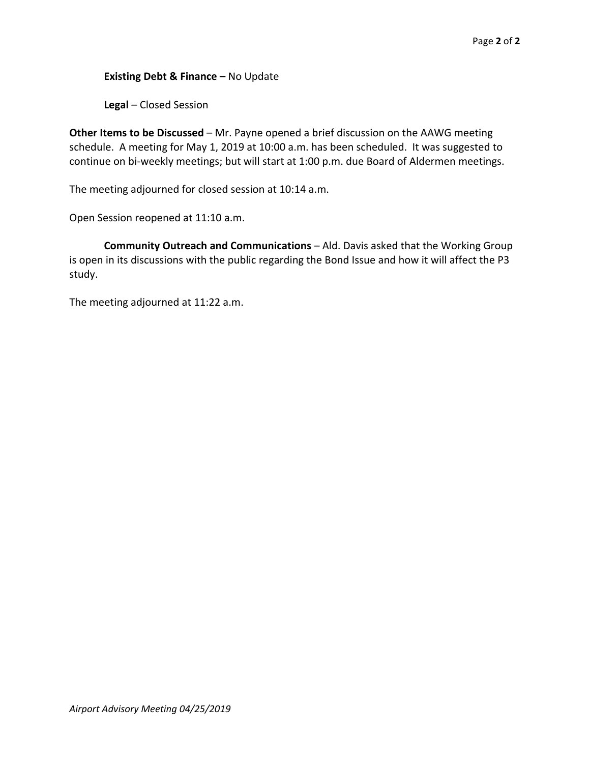**Existing Debt & Finance –** No Update

**Legal** – Closed Session

**Other Items to be Discussed** – Mr. Payne opened a brief discussion on the AAWG meeting schedule. A meeting for May 1, 2019 at 10:00 a.m. has been scheduled. It was suggested to continue on bi-weekly meetings; but will start at 1:00 p.m. due Board of Aldermen meetings.

The meeting adjourned for closed session at 10:14 a.m.

Open Session reopened at 11:10 a.m.

**Community Outreach and Communications** – Ald. Davis asked that the Working Group is open in its discussions with the public regarding the Bond Issue and how it will affect the P3 study.

The meeting adjourned at 11:22 a.m.